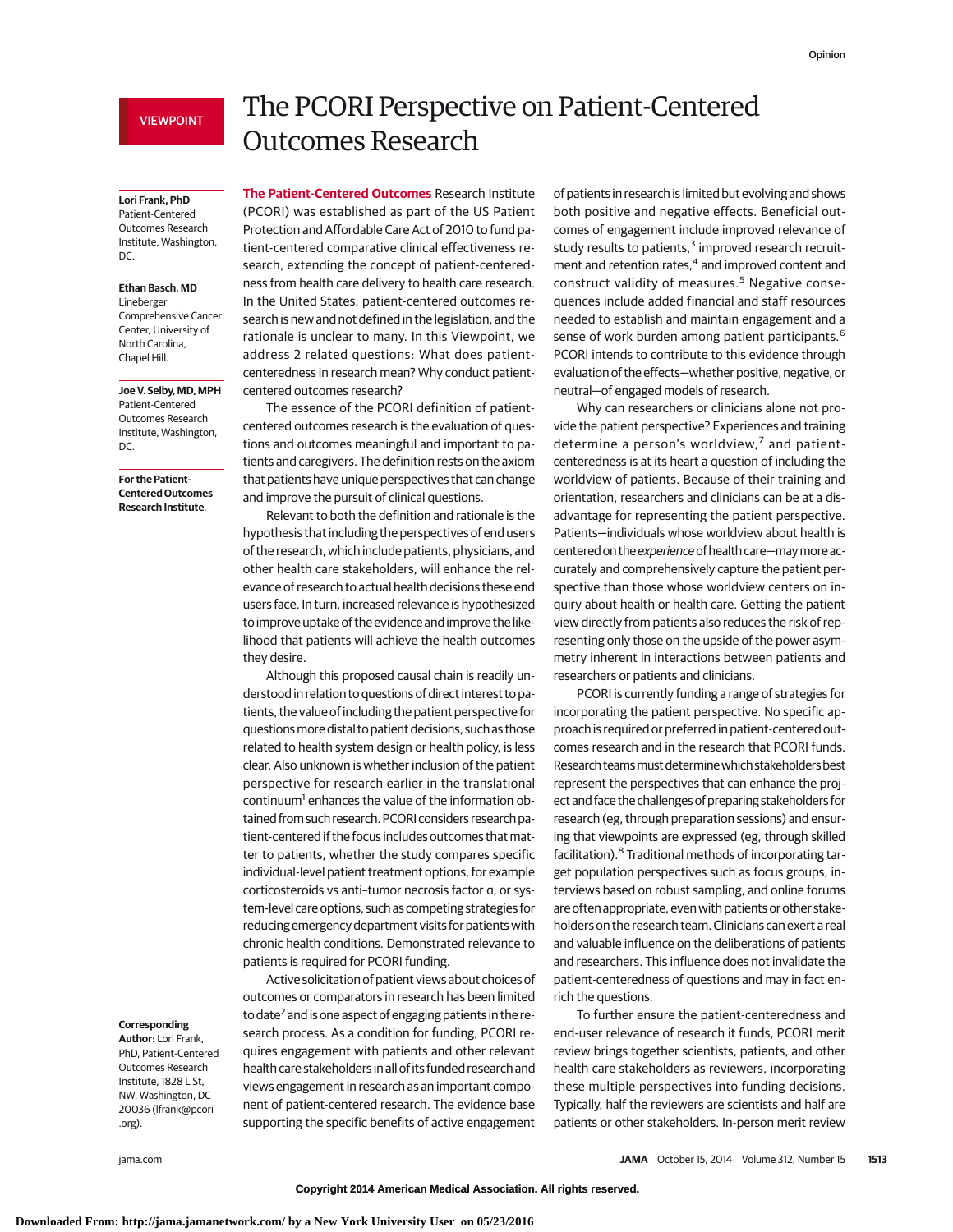VIEWPOINT

# The PCORI Perspective on Patient-Centered Outcomes Research

**Lori Frank, PhD**
Patient-Centered Outcomes Research Institute, Washington, DC.

**Ethan Basch, MD**
Lineberger Comprehensive Cancer Center, University of North Carolina, Chapel Hill.

**Joe V. Selby, MD, MPH**
Patient-Centered Outcomes Research Institute, Washington, DC.

**For the Patient-Centered Outcomes Research Institute.**

**Corresponding Author:** Lori Frank, PhD, Patient-Centered Outcomes Research Institute, 1828 L St, NW, Washington, DC 20036 (lfrank@pcori.org).

**The Patient-Centered Outcomes** Research Institute (PCORI) was established as part of the US Patient Protection and Affordable Care Act of 2010 to fund patient-centered comparative clinical effectiveness research, extending the concept of patient-centeredness from health care delivery to health care research. In the United States, patient-centered outcomes research is new and not defined in the legislation, and the rationale is unclear to many. In this Viewpoint, we address 2 related questions: What does patient-centeredness in research mean? Why conduct patient-centered outcomes research?

The essence of the PCORI definition of patient-centered outcomes research is the evaluation of questions and outcomes meaningful and important to patients and caregivers. The definition rests on the axiom that patients have unique perspectives that can change and improve the pursuit of clinical questions.

Relevant to both the definition and rationale is the hypothesis that including the perspectives of end users of the research, which include patients, physicians, and other health care stakeholders, will enhance the relevance of research to actual health decisions these end users face. In turn, increased relevance is hypothesized to improve uptake of the evidence and improve the likelihood that patients will achieve the health outcomes they desire.

Although this proposed causal chain is readily understood in relation to questions of direct interest to patients, the value of including the patient perspective for questions more distal to patient decisions, such as those related to health system design or health policy, is less clear. Also unknown is whether inclusion of the patient perspective for research earlier in the translational continuum[1] enhances the value of the information obtained from such research. PCORI considers research patient-centered if the focus includes outcomes that matter to patients, whether the study compares specific individual-level patient treatment options, for example corticosteroids vs anti–tumor necrosis factor α, or system-level care options, such as competing strategies for reducing emergency department visits for patients with chronic health conditions. Demonstrated relevance to patients is required for PCORI funding.

Active solicitation of patient views about choices of outcomes or comparators in research has been limited to date[2] and is one aspect of engaging patients in the research process. As a condition for funding, PCORI requires engagement with patients and other relevant health care stakeholders in all of its funded research and views engagement in research as an important component of patient-centered research. The evidence base supporting the specific benefits of active engagement of patients in research is limited but evolving and shows both positive and negative effects. Beneficial outcomes of engagement include improved relevance of study results to patients,[3] improved research recruitment and retention rates,[4] and improved content and construct validity of measures.[5] Negative consequences include added financial and staff resources needed to establish and maintain engagement and a sense of work burden among patient participants.[6] PCORI intends to contribute to this evidence through evaluation of the effects—whether positive, negative, or neutral—of engaged models of research.

Why can researchers or clinicians alone not provide the patient perspective? Experiences and training determine a person's worldview,[7] and patient-centeredness is at its heart a question of including the worldview of patients. Because of their training and orientation, researchers and clinicians can be at a disadvantage for representing the patient perspective. Patients—individuals whose worldview about health is centered on the *experience* of health care—may more accurately and comprehensively capture the patient perspective than those whose worldview centers on inquiry about health or health care. Getting the patient view directly from patients also reduces the risk of representing only those on the upside of the power asymmetry inherent in interactions between patients and researchers or patients and clinicians.

PCORI is currently funding a range of strategies for incorporating the patient perspective. No specific approach is required or preferred in patient-centered outcomes research and in the research that PCORI funds. Research teams must determine which stakeholders best represent the perspectives that can enhance the project and face the challenges of preparing stakeholders for research (eg, through preparation sessions) and ensuring that viewpoints are expressed (eg, through skilled facilitation).[8] Traditional methods of incorporating target population perspectives such as focus groups, interviews based on robust sampling, and online forums are often appropriate, even with patients or other stakeholders on the research team. Clinicians can exert a real and valuable influence on the deliberations of patients and researchers. This influence does not invalidate the patient-centeredness of questions and may in fact enrich the questions.

To further ensure the patient-centeredness and end-user relevance of research it funds, PCORI merit review brings together scientists, patients, and other health care stakeholders as reviewers, incorporating these multiple perspectives into funding decisions. Typically, half the reviewers are scientists and half are patients or other stakeholders. In-person merit review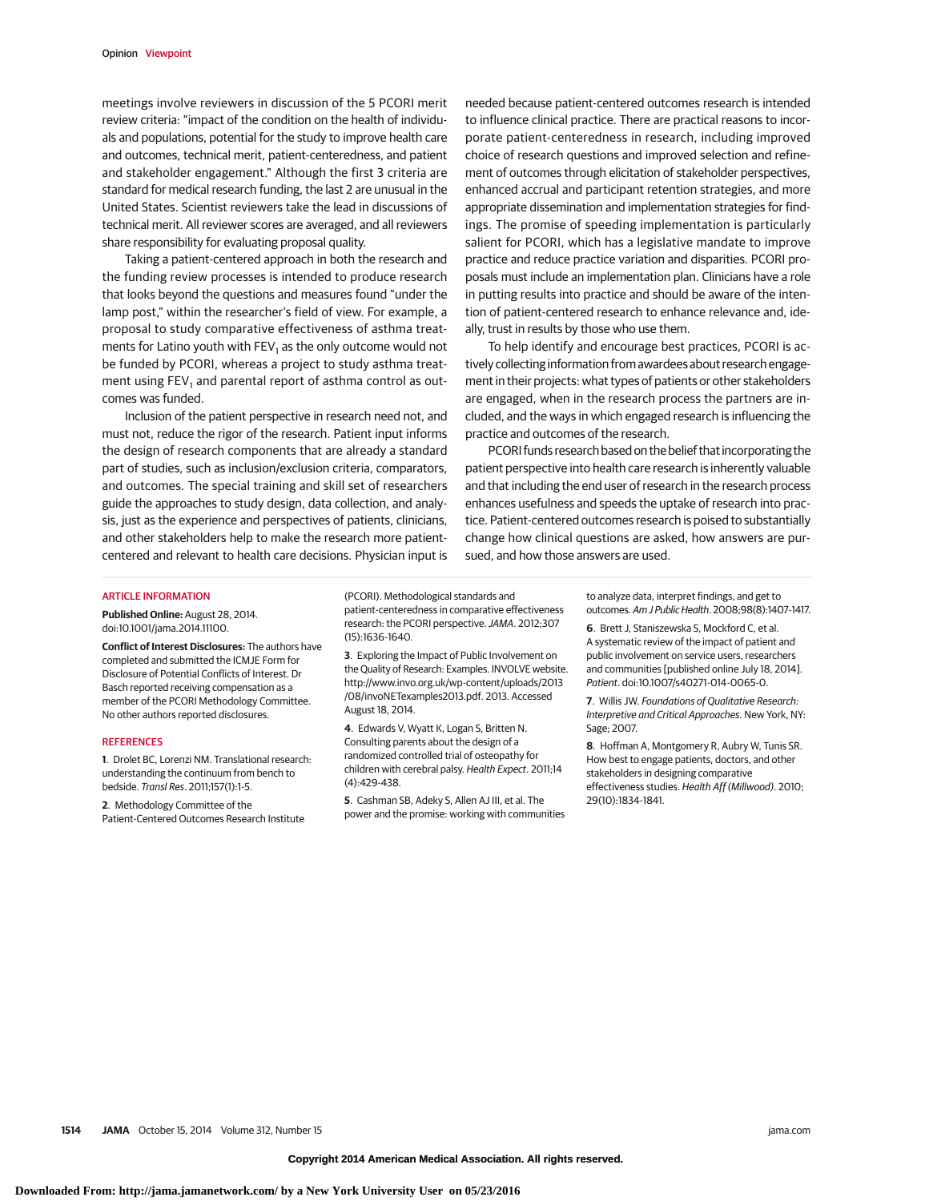meetings involve reviewers in discussion of the 5 PCORI merit review criteria: "impact of the condition on the health of individuals and populations, potential for the study to improve health care and outcomes, technical merit, patient-centeredness, and patient and stakeholder engagement." Although the first 3 criteria are standard for medical research funding, the last 2 are unusual in the United States. Scientist reviewers take the lead in discussions of technical merit. All reviewer scores are averaged, and all reviewers share responsibility for evaluating proposal quality.

Taking a patient-centered approach in both the research and the funding review processes is intended to produce research that looks beyond the questions and measures found "under the lamp post," within the researcher's field of view. For example, a proposal to study comparative effectiveness of asthma treatments for Latino youth with $FEV_1$ as the only outcome would not be funded by PCORI, whereas a project to study asthma treatment using $FEV_1$ and parental report of asthma control as outcomes was funded.

Inclusion of the patient perspective in research need not, and must not, reduce the rigor of the research. Patient input informs the design of research components that are already a standard part of studies, such as inclusion/exclusion criteria, comparators, and outcomes. The special training and skill set of researchers guide the approaches to study design, data collection, and analysis, just as the experience and perspectives of patients, clinicians, and other stakeholders help to make the research more patient-centered and relevant to health care decisions. Physician input is needed because patient-centered outcomes research is intended to influence clinical practice. There are practical reasons to incorporate patient-centeredness in research, including improved choice of research questions and improved selection and refinement of outcomes through elicitation of stakeholder perspectives, enhanced accrual and participant retention strategies, and more appropriate dissemination and implementation strategies for findings. The promise of speeding implementation is particularly salient for PCORI, which has a legislative mandate to improve practice and reduce practice variation and disparities. PCORI proposals must include an implementation plan. Clinicians have a role in putting results into practice and should be aware of the intention of patient-centered research to enhance relevance and, ideally, trust in results by those who use them.

To help identify and encourage best practices, PCORI is actively collecting information from awardees about research engagement in their projects: what types of patients or other stakeholders are engaged, when in the research process the partners are included, and the ways in which engaged research is influencing the practice and outcomes of the research.

PCORI funds research based on the belief that incorporating the patient perspective into health care research is inherently valuable and that including the end user of research in the research process enhances usefulness and speeds the uptake of research into practice. Patient-centered outcomes research is poised to substantially change how clinical questions are asked, how answers are pursued, and how those answers are used.

## ARTICLE INFORMATION

**Published Online:** August 28, 2014. doi:10.1001/jama.2014.11100.

**Conflict of Interest Disclosures:** The authors have completed and submitted the ICMJE Form for Disclosure of Potential Conflicts of Interest. Dr Basch reported receiving compensation as a member of the PCORI Methodology Committee. No other authors reported disclosures.

## REFERENCES

1. Drolet BC, Lorenzi NM. Translational research: understanding the continuum from bench to bedside. *Transl Res*. 2011;157(1):1-5.

2. Methodology Committee of the Patient-Centered Outcomes Research Institute (PCORI). Methodological standards and patient-centeredness in comparative effectiveness research: the PCORI perspective. *JAMA*. 2012;307(15):1636-1640.

3. Exploring the Impact of Public Involvement on the Quality of Research: Examples. INVOLVE website. http://www.invo.org.uk/wp-content/uploads/2013/08/invoNETexamples2013.pdf. 2013. Accessed August 18, 2014.

4. Edwards V, Wyatt K, Logan S, Britten N. Consulting parents about the design of a randomized controlled trial of osteopathy for children with cerebral palsy. *Health Expect*. 2011;14(4):429-438.

5. Cashman SB, Adeky S, Allen AJ III, et al. The power and the promise: working with communities to analyze data, interpret findings, and get to outcomes. *Am J Public Health*. 2008;98(8):1407-1417.

6. Brett J, Staniszewska S, Mockford C, et al. A systematic review of the impact of patient and public involvement on service users, researchers and communities [published online July 18, 2014]. *Patient*. doi:10.1007/s40271-014-0065-0.

7. Willis JW. *Foundations of Qualitative Research: Interpretive and Critical Approaches*. New York, NY: Sage; 2007.

8. Hoffman A, Montgomery R, Aubry W, Tunis SR. How best to engage patients, doctors, and other stakeholders in designing comparative effectiveness studies. *Health Aff (Millwood)*. 2010;29(10):1834-1841.